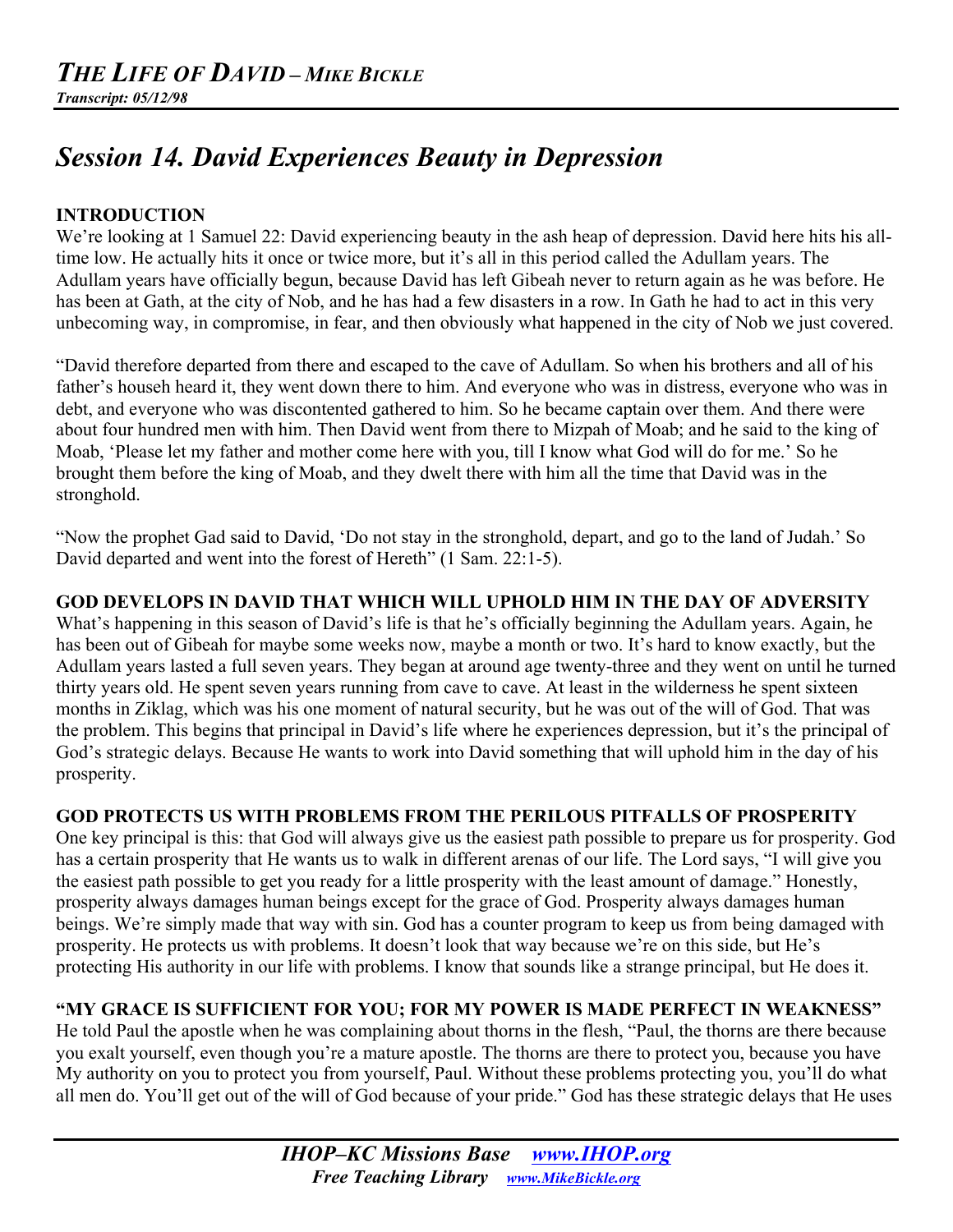# *THE LIFE OF DAVID – MIKE BICKLE*

***Transcript: 05/12/98***

## *Session 14. David Experiences Beauty in Depression*

### INTRODUCTION

We're looking at 1 Samuel 22: David experiencing beauty in the ash heap of depression. David here hits his all-time low. He actually hits it once or twice more, but it's all in this period called the Adullam years. The Adullam years have officially begun, because David has left Gibeah never to return again as he was before. He has been at Gath, at the city of Nob, and he has had a few disasters in a row. In Gath he had to act in this very unbecoming way, in compromise, in fear, and then obviously what happened in the city of Nob we just covered.

"David therefore departed from there and escaped to the cave of Adullam. So when his brothers and all of his father's househ heard it, they went down there to him. And everyone who was in distress, everyone who was in debt, and everyone who was discontented gathered to him. So he became captain over them. And there were about four hundred men with him. Then David went from there to Mizpah of Moab; and he said to the king of Moab, 'Please let my father and mother come here with you, till I know what God will do for me.' So he brought them before the king of Moab, and they dwelt there with him all the time that David was in the stronghold.

"Now the prophet Gad said to David, 'Do not stay in the stronghold, depart, and go to the land of Judah.' So David departed and went into the forest of Hereth" (1 Sam. 22:1-5).

### GOD DEVELOPS IN DAVID THAT WHICH WILL UPHOLD HIM IN THE DAY OF ADVERSITY

What's happening in this season of David's life is that he's officially beginning the Adullam years. Again, he has been out of Gibeah for maybe some weeks now, maybe a month or two. It's hard to know exactly, but the Adullam years lasted a full seven years. They began at around age twenty-three and they went on until he turned thirty years old. He spent seven years running from cave to cave. At least in the wilderness he spent sixteen months in Ziklag, which was his one moment of natural security, but he was out of the will of God. That was the problem. This begins that principal in David's life where he experiences depression, but it's the principal of God's strategic delays. Because He wants to work into David something that will uphold him in the day of his prosperity.

### GOD PROTECTS US WITH PROBLEMS FROM THE PERILOUS PITFALLS OF PROSPERITY

One key principal is this: that God will always give us the easiest path possible to prepare us for prosperity. God has a certain prosperity that He wants us to walk in different arenas of our life. The Lord says, "I will give you the easiest path possible to get you ready for a little prosperity with the least amount of damage." Honestly, prosperity always damages human beings except for the grace of God. Prosperity always damages human beings. We're simply made that way with sin. God has a counter program to keep us from being damaged with prosperity. He protects us with problems. It doesn't look that way because we're on this side, but He's protecting His authority in our life with problems. I know that sounds like a strange principal, but He does it.

### "MY GRACE IS SUFFICIENT FOR YOU; FOR MY POWER IS MADE PERFECT IN WEAKNESS"

He told Paul the apostle when he was complaining about thorns in the flesh, "Paul, the thorns are there because you exalt yourself, even though you're a mature apostle. The thorns are there to protect you, because you have My authority on you to protect you from yourself, Paul. Without these problems protecting you, you'll do what all men do. You'll get out of the will of God because of your pride." God has these strategic delays that He uses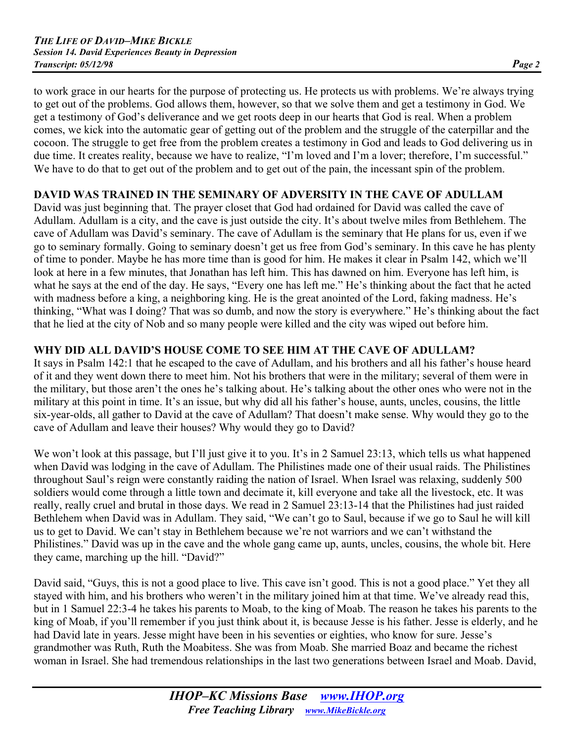to work grace in our hearts for the purpose of protecting us. He protects us with problems. We're always trying to get out of the problems. God allows them, however, so that we solve them and get a testimony in God. We get a testimony of God's deliverance and we get roots deep in our hearts that God is real. When a problem comes, we kick into the automatic gear of getting out of the problem and the struggle of the caterpillar and the cocoon. The struggle to get free from the problem creates a testimony in God and leads to God delivering us in due time. It creates reality, because we have to realize, "I'm loved and I'm a lover; therefore, I'm successful." We have to do that to get out of the problem and to get out of the pain, the incessant spin of the problem.

## DAVID WAS TRAINED IN THE SEMINARY OF ADVERSITY IN THE CAVE OF ADULLAM

David was just beginning that. The prayer closet that God had ordained for David was called the cave of Adullam. Adullam is a city, and the cave is just outside the city. It's about twelve miles from Bethlehem. The cave of Adullam was David's seminary. The cave of Adullam is the seminary that He plans for us, even if we go to seminary formally. Going to seminary doesn't get us free from God's seminary. In this cave he has plenty of time to ponder. Maybe he has more time than is good for him. He makes it clear in Psalm 142, which we'll look at here in a few minutes, that Jonathan has left him. This has dawned on him. Everyone has left him, is what he says at the end of the day. He says, "Every one has left me." He's thinking about the fact that he acted with madness before a king, a neighboring king. He is the great anointed of the Lord, faking madness. He's thinking, "What was I doing? That was so dumb, and now the story is everywhere." He's thinking about the fact that he lied at the city of Nob and so many people were killed and the city was wiped out before him.

## WHY DID ALL DAVID'S HOUSE COME TO SEE HIM AT THE CAVE OF ADULLAM?

It says in Psalm 142:1 that he escaped to the cave of Adullam, and his brothers and all his father's house heard of it and they went down there to meet him. Not his brothers that were in the military; several of them were in the military, but those aren't the ones he's talking about. He's talking about the other ones who were not in the military at this point in time. It's an issue, but why did all his father's house, aunts, uncles, cousins, the little six-year-olds, all gather to David at the cave of Adullam? That doesn't make sense. Why would they go to the cave of Adullam and leave their houses? Why would they go to David?

We won't look at this passage, but I'll just give it to you. It's in 2 Samuel 23:13, which tells us what happened when David was lodging in the cave of Adullam. The Philistines made one of their usual raids. The Philistines throughout Saul's reign were constantly raiding the nation of Israel. When Israel was relaxing, suddenly 500 soldiers would come through a little town and decimate it, kill everyone and take all the livestock, etc. It was really, really cruel and brutal in those days. We read in 2 Samuel 23:13-14 that the Philistines had just raided Bethlehem when David was in Adullam. They said, "We can't go to Saul, because if we go to Saul he will kill us to get to David. We can't stay in Bethlehem because we're not warriors and we can't withstand the Philistines." David was up in the cave and the whole gang came up, aunts, uncles, cousins, the whole bit. Here they came, marching up the hill. "David?"

David said, "Guys, this is not a good place to live. This cave isn't good. This is not a good place." Yet they all stayed with him, and his brothers who weren't in the military joined him at that time. We've already read this, but in 1 Samuel 22:3-4 he takes his parents to Moab, to the king of Moab. The reason he takes his parents to the king of Moab, if you'll remember if you just think about it, is because Jesse is his father. Jesse is elderly, and he had David late in years. Jesse might have been in his seventies or eighties, who know for sure. Jesse's grandmother was Ruth, Ruth the Moabitess. She was from Moab. She married Boaz and became the richest woman in Israel. She had tremendous relationships in the last two generations between Israel and Moab. David,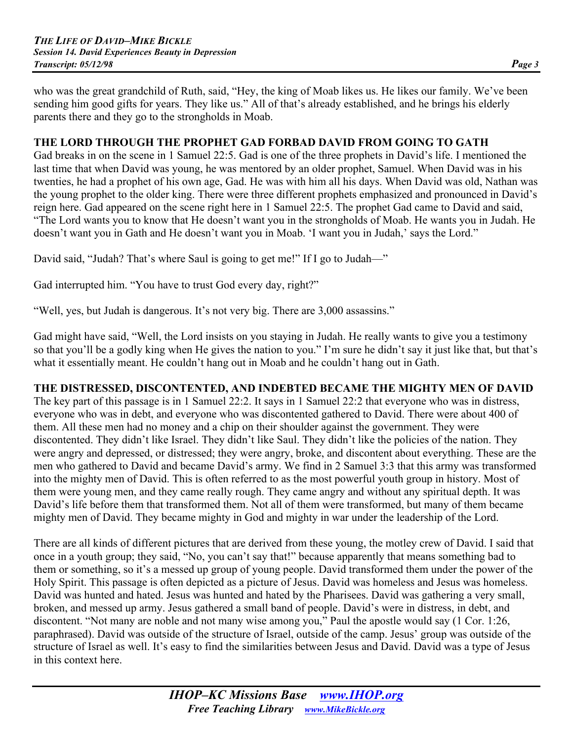who was the great grandchild of Ruth, said, "Hey, the king of Moab likes us. He likes our family. We've been sending him good gifts for years. They like us." All of that's already established, and he brings his elderly parents there and they go to the strongholds in Moab.

## THE LORD THROUGH THE PROPHET GAD FORBAD DAVID FROM GOING TO GATH

Gad breaks in on the scene in 1 Samuel 22:5. Gad is one of the three prophets in David's life. I mentioned the last time that when David was young, he was mentored by an older prophet, Samuel. When David was in his twenties, he had a prophet of his own age, Gad. He was with him all his days. When David was old, Nathan was the young prophet to the older king. There were three different prophets emphasized and pronounced in David's reign here. Gad appeared on the scene right here in 1 Samuel 22:5. The prophet Gad came to David and said, "The Lord wants you to know that He doesn't want you in the strongholds of Moab. He wants you in Judah. He doesn't want you in Gath and He doesn't want you in Moab. 'I want you in Judah,' says the Lord."

David said, "Judah? That's where Saul is going to get me!" If I go to Judah—"

Gad interrupted him. "You have to trust God every day, right?"

"Well, yes, but Judah is dangerous. It's not very big. There are 3,000 assassins."

Gad might have said, "Well, the Lord insists on you staying in Judah. He really wants to give you a testimony so that you'll be a godly king when He gives the nation to you." I'm sure he didn't say it just like that, but that's what it essentially meant. He couldn't hang out in Moab and he couldn't hang out in Gath.

## THE DISTRESSED, DISCONTENTED, AND INDEBTED BECAME THE MIGHTY MEN OF DAVID

The key part of this passage is in 1 Samuel 22:2. It says in 1 Samuel 22:2 that everyone who was in distress, everyone who was in debt, and everyone who was discontented gathered to David. There were about 400 of them. All these men had no money and a chip on their shoulder against the government. They were discontented. They didn't like Israel. They didn't like Saul. They didn't like the policies of the nation. They were angry and depressed, or distressed; they were angry, broke, and discontent about everything. These are the men who gathered to David and became David's army. We find in 2 Samuel 3:3 that this army was transformed into the mighty men of David. This is often referred to as the most powerful youth group in history. Most of them were young men, and they came really rough. They came angry and without any spiritual depth. It was David's life before them that transformed them. Not all of them were transformed, but many of them became mighty men of David. They became mighty in God and mighty in war under the leadership of the Lord.

There are all kinds of different pictures that are derived from these young, the motley crew of David. I said that once in a youth group; they said, "No, you can't say that!" because apparently that means something bad to them or something, so it's a messed up group of young people. David transformed them under the power of the Holy Spirit. This passage is often depicted as a picture of Jesus. David was homeless and Jesus was homeless. David was hunted and hated. Jesus was hunted and hated by the Pharisees. David was gathering a very small, broken, and messed up army. Jesus gathered a small band of people. David's were in distress, in debt, and discontent. "Not many are noble and not many wise among you," Paul the apostle would say (1 Cor. 1:26, paraphrased). David was outside of the structure of Israel, outside of the camp. Jesus' group was outside of the structure of Israel as well. It's easy to find the similarities between Jesus and David. David was a type of Jesus in this context here.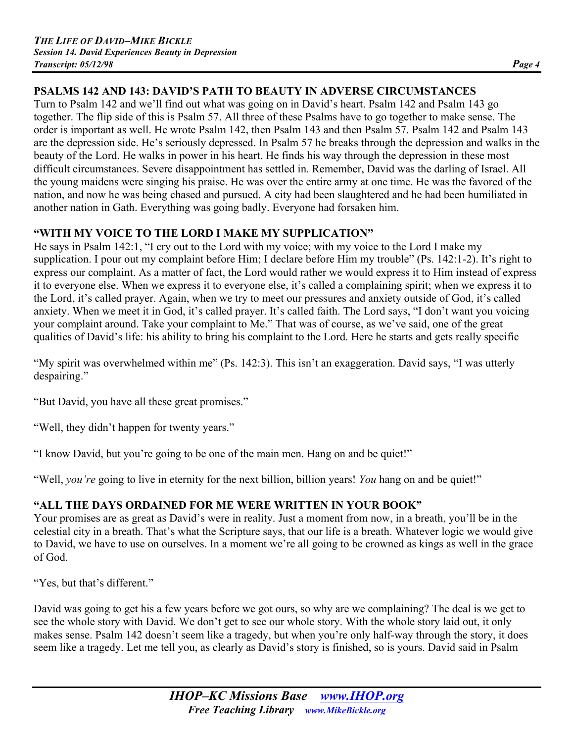## PSALMS 142 AND 143: DAVID'S PATH TO BEAUTY IN ADVERSE CIRCUMSTANCES

Turn to Psalm 142 and we'll find out what was going on in David's heart. Psalm 142 and Psalm 143 go together. The flip side of this is Psalm 57. All three of these Psalms have to go together to make sense. The order is important as well. He wrote Psalm 142, then Psalm 143 and then Psalm 57. Psalm 142 and Psalm 143 are the depression side. He's seriously depressed. In Psalm 57 he breaks through the depression and walks in the beauty of the Lord. He walks in power in his heart. He finds his way through the depression in these most difficult circumstances. Severe disappointment has settled in. Remember, David was the darling of Israel. All the young maidens were singing his praise. He was over the entire army at one time. He was the favored of the nation, and now he was being chased and pursued. A city had been slaughtered and he had been humiliated in another nation in Gath. Everything was going badly. Everyone had forsaken him.

## "WITH MY VOICE TO THE LORD I MAKE MY SUPPLICATION"

He says in Psalm 142:1, "I cry out to the Lord with my voice; with my voice to the Lord I make my supplication. I pour out my complaint before Him; I declare before Him my trouble" (Ps. 142:1-2). It's right to express our complaint. As a matter of fact, the Lord would rather we would express it to Him instead of express it to everyone else. When we express it to everyone else, it's called a complaining spirit; when we express it to the Lord, it's called prayer. Again, when we try to meet our pressures and anxiety outside of God, it's called anxiety. When we meet it in God, it's called prayer. It's called faith. The Lord says, "I don't want you voicing your complaint around. Take your complaint to Me." That was of course, as we've said, one of the great qualities of David's life: his ability to bring his complaint to the Lord. Here he starts and gets really specific

"My spirit was overwhelmed within me" (Ps. 142:3). This isn't an exaggeration. David says, "I was utterly despairing."

"But David, you have all these great promises."

"Well, they didn't happen for twenty years."

"I know David, but you're going to be one of the main men. Hang on and be quiet!"

"Well, *you're* going to live in eternity for the next billion, billion years! *You* hang on and be quiet!"

## "ALL THE DAYS ORDAINED FOR ME WERE WRITTEN IN YOUR BOOK"

Your promises are as great as David's were in reality. Just a moment from now, in a breath, you'll be in the celestial city in a breath. That's what the Scripture says, that our life is a breath. Whatever logic we would give to David, we have to use on ourselves. In a moment we're all going to be crowned as kings as well in the grace of God.

"Yes, but that's different."

David was going to get his a few years before we got ours, so why are we complaining? The deal is we get to see the whole story with David. We don't get to see our whole story. With the whole story laid out, it only makes sense. Psalm 142 doesn't seem like a tragedy, but when you're only half-way through the story, it does seem like a tragedy. Let me tell you, as clearly as David's story is finished, so is yours. David said in Psalm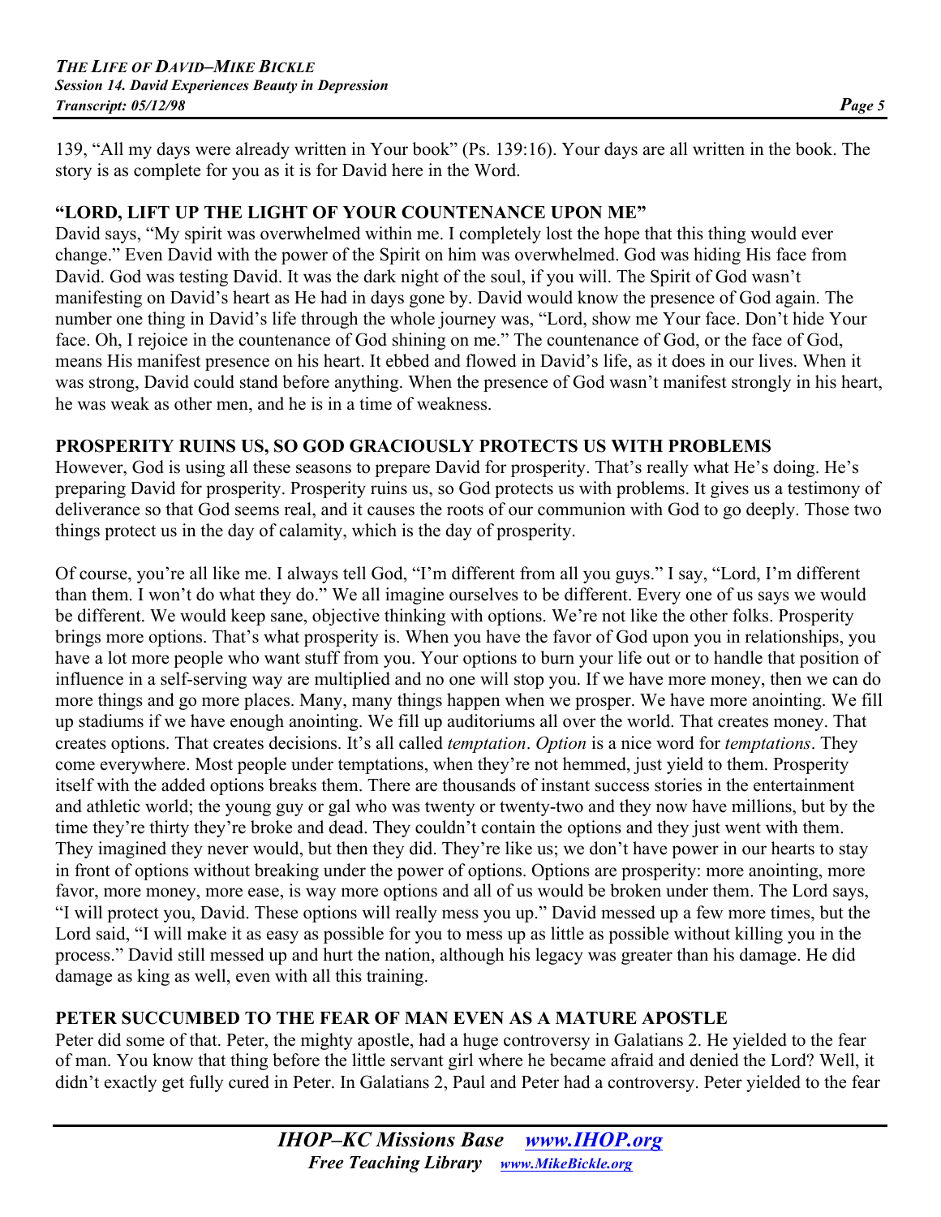139, "All my days were already written in Your book" (Ps. 139:16). Your days are all written in the book. The story is as complete for you as it is for David here in the Word.

## "LORD, LIFT UP THE LIGHT OF YOUR COUNTENANCE UPON ME"

David says, "My spirit was overwhelmed within me. I completely lost the hope that this thing would ever change." Even David with the power of the Spirit on him was overwhelmed. God was hiding His face from David. God was testing David. It was the dark night of the soul, if you will. The Spirit of God wasn't manifesting on David's heart as He had in days gone by. David would know the presence of God again. The number one thing in David's life through the whole journey was, "Lord, show me Your face. Don't hide Your face. Oh, I rejoice in the countenance of God shining on me." The countenance of God, or the face of God, means His manifest presence on his heart. It ebbed and flowed in David's life, as it does in our lives. When it was strong, David could stand before anything. When the presence of God wasn't manifest strongly in his heart, he was weak as other men, and he is in a time of weakness.

## PROSPERITY RUINS US, SO GOD GRACIOUSLY PROTECTS US WITH PROBLEMS

However, God is using all these seasons to prepare David for prosperity. That's really what He's doing. He's preparing David for prosperity. Prosperity ruins us, so God protects us with problems. It gives us a testimony of deliverance so that God seems real, and it causes the roots of our communion with God to go deeply. Those two things protect us in the day of calamity, which is the day of prosperity.

Of course, you're all like me. I always tell God, "I'm different from all you guys." I say, "Lord, I'm different than them. I won't do what they do." We all imagine ourselves to be different. Every one of us says we would be different. We would keep sane, objective thinking with options. We're not like the other folks. Prosperity brings more options. That's what prosperity is. When you have the favor of God upon you in relationships, you have a lot more people who want stuff from you. Your options to burn your life out or to handle that position of influence in a self-serving way are multiplied and no one will stop you. If we have more money, then we can do more things and go more places. Many, many things happen when we prosper. We have more anointing. We fill up stadiums if we have enough anointing. We fill up auditoriums all over the world. That creates money. That creates options. That creates decisions. It's all called *temptation*. *Option* is a nice word for *temptations*. They come everywhere. Most people under temptations, when they're not hemmed, just yield to them. Prosperity itself with the added options breaks them. There are thousands of instant success stories in the entertainment and athletic world; the young guy or gal who was twenty or twenty-two and they now have millions, but by the time they're thirty they're broke and dead. They couldn't contain the options and they just went with them. They imagined they never would, but then they did. They're like us; we don't have power in our hearts to stay in front of options without breaking under the power of options. Options are prosperity: more anointing, more favor, more money, more ease, is way more options and all of us would be broken under them. The Lord says, "I will protect you, David. These options will really mess you up." David messed up a few more times, but the Lord said, "I will make it as easy as possible for you to mess up as little as possible without killing you in the process." David still messed up and hurt the nation, although his legacy was greater than his damage. He did damage as king as well, even with all this training.

## PETER SUCCUMBED TO THE FEAR OF MAN EVEN AS A MATURE APOSTLE

Peter did some of that. Peter, the mighty apostle, had a huge controversy in Galatians 2. He yielded to the fear of man. You know that thing before the little servant girl where he became afraid and denied the Lord? Well, it didn't exactly get fully cured in Peter. In Galatians 2, Paul and Peter had a controversy. Peter yielded to the fear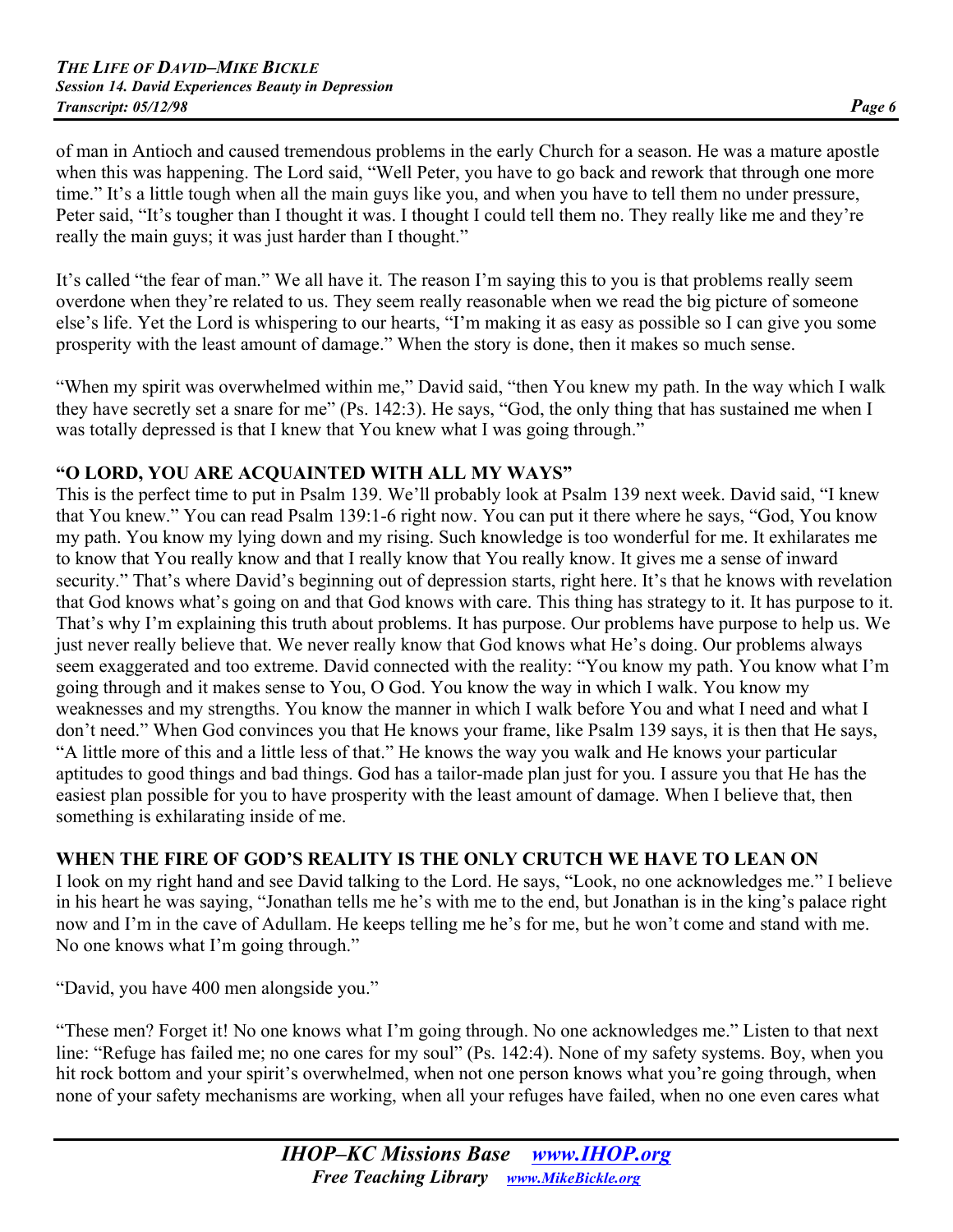of man in Antioch and caused tremendous problems in the early Church for a season. He was a mature apostle when this was happening. The Lord said, "Well Peter, you have to go back and rework that through one more time." It's a little tough when all the main guys like you, and when you have to tell them no under pressure, Peter said, "It's tougher than I thought it was. I thought I could tell them no. They really like me and they're really the main guys; it was just harder than I thought."

It's called "the fear of man." We all have it. The reason I'm saying this to you is that problems really seem overdone when they're related to us. They seem really reasonable when we read the big picture of someone else's life. Yet the Lord is whispering to our hearts, "I'm making it as easy as possible so I can give you some prosperity with the least amount of damage." When the story is done, then it makes so much sense.

"When my spirit was overwhelmed within me," David said, "then You knew my path. In the way which I walk they have secretly set a snare for me" (Ps. 142:3). He says, "God, the only thing that has sustained me when I was totally depressed is that I knew that You knew what I was going through."

## "O LORD, YOU ARE ACQUAINTED WITH ALL MY WAYS"

This is the perfect time to put in Psalm 139. We'll probably look at Psalm 139 next week. David said, "I knew that You knew." You can read Psalm 139:1-6 right now. You can put it there where he says, "God, You know my path. You know my lying down and my rising. Such knowledge is too wonderful for me. It exhilarates me to know that You really know and that I really know that You really know. It gives me a sense of inward security." That's where David's beginning out of depression starts, right here. It's that he knows with revelation that God knows what's going on and that God knows with care. This thing has strategy to it. It has purpose to it. That's why I'm explaining this truth about problems. It has purpose. Our problems have purpose to help us. We just never really believe that. We never really know that God knows what He's doing. Our problems always seem exaggerated and too extreme. David connected with the reality: "You know my path. You know what I'm going through and it makes sense to You, O God. You know the way in which I walk. You know my weaknesses and my strengths. You know the manner in which I walk before You and what I need and what I don't need." When God convinces you that He knows your frame, like Psalm 139 says, it is then that He says, "A little more of this and a little less of that." He knows the way you walk and He knows your particular aptitudes to good things and bad things. God has a tailor-made plan just for you. I assure you that He has the easiest plan possible for you to have prosperity with the least amount of damage. When I believe that, then something is exhilarating inside of me.

## WHEN THE FIRE OF GOD'S REALITY IS THE ONLY CRUTCH WE HAVE TO LEAN ON

I look on my right hand and see David talking to the Lord. He says, "Look, no one acknowledges me." I believe in his heart he was saying, "Jonathan tells me he's with me to the end, but Jonathan is in the king's palace right now and I'm in the cave of Adullam. He keeps telling me he's for me, but he won't come and stand with me. No one knows what I'm going through."

"David, you have 400 men alongside you."

"These men? Forget it! No one knows what I'm going through. No one acknowledges me." Listen to that next line: "Refuge has failed me; no one cares for my soul" (Ps. 142:4). None of my safety systems. Boy, when you hit rock bottom and your spirit's overwhelmed, when not one person knows what you're going through, when none of your safety mechanisms are working, when all your refuges have failed, when no one even cares what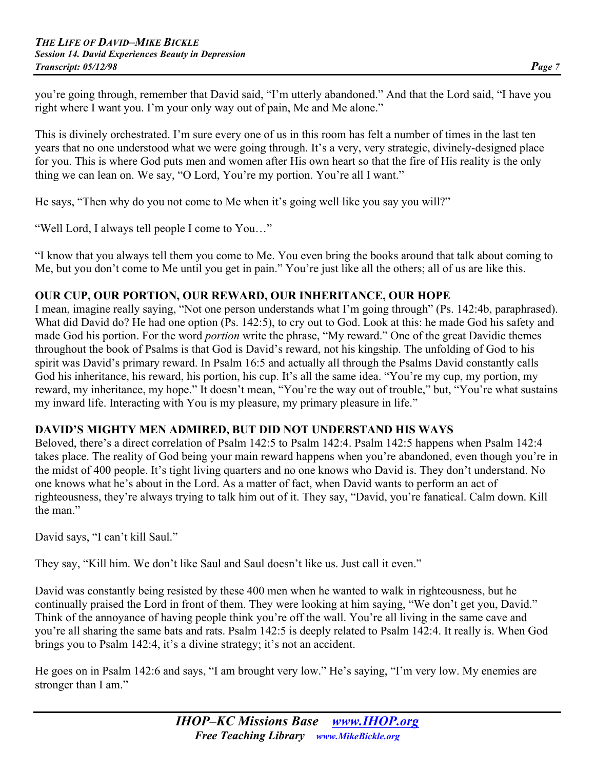you're going through, remember that David said, "I'm utterly abandoned." And that the Lord said, "I have you right where I want you. I'm your only way out of pain, Me and Me alone."

This is divinely orchestrated. I'm sure every one of us in this room has felt a number of times in the last ten years that no one understood what we were going through. It's a very, very strategic, divinely-designed place for you. This is where God puts men and women after His own heart so that the fire of His reality is the only thing we can lean on. We say, "O Lord, You're my portion. You're all I want."

He says, "Then why do you not come to Me when it's going well like you say you will?"

"Well Lord, I always tell people I come to You…"

"I know that you always tell them you come to Me. You even bring the books around that talk about coming to Me, but you don't come to Me until you get in pain." You're just like all the others; all of us are like this.

**OUR CUP, OUR PORTION, OUR REWARD, OUR INHERITANCE, OUR HOPE**

I mean, imagine really saying, "Not one person understands what I'm going through" (Ps. 142:4b, paraphrased). What did David do? He had one option (Ps. 142:5), to cry out to God. Look at this: he made God his safety and made God his portion. For the word *portion* write the phrase, "My reward." One of the great Davidic themes throughout the book of Psalms is that God is David's reward, not his kingship. The unfolding of God to his spirit was David's primary reward. In Psalm 16:5 and actually all through the Psalms David constantly calls God his inheritance, his reward, his portion, his cup. It's all the same idea. "You're my cup, my portion, my reward, my inheritance, my hope." It doesn't mean, "You're the way out of trouble," but, "You're what sustains my inward life. Interacting with You is my pleasure, my primary pleasure in life."

**DAVID'S MIGHTY MEN ADMIRED, BUT DID NOT UNDERSTAND HIS WAYS**

Beloved, there's a direct correlation of Psalm 142:5 to Psalm 142:4. Psalm 142:5 happens when Psalm 142:4 takes place. The reality of God being your main reward happens when you're abandoned, even though you're in the midst of 400 people. It's tight living quarters and no one knows who David is. They don't understand. No one knows what he's about in the Lord. As a matter of fact, when David wants to perform an act of righteousness, they're always trying to talk him out of it. They say, "David, you're fanatical. Calm down. Kill the man."

David says, "I can't kill Saul."

They say, "Kill him. We don't like Saul and Saul doesn't like us. Just call it even."

David was constantly being resisted by these 400 men when he wanted to walk in righteousness, but he continually praised the Lord in front of them. They were looking at him saying, "We don't get you, David." Think of the annoyance of having people think you're off the wall. You're all living in the same cave and you're all sharing the same bats and rats. Psalm 142:5 is deeply related to Psalm 142:4. It really is. When God brings you to Psalm 142:4, it's a divine strategy; it's not an accident.

He goes on in Psalm 142:6 and says, "I am brought very low." He's saying, "I'm very low. My enemies are stronger than I am."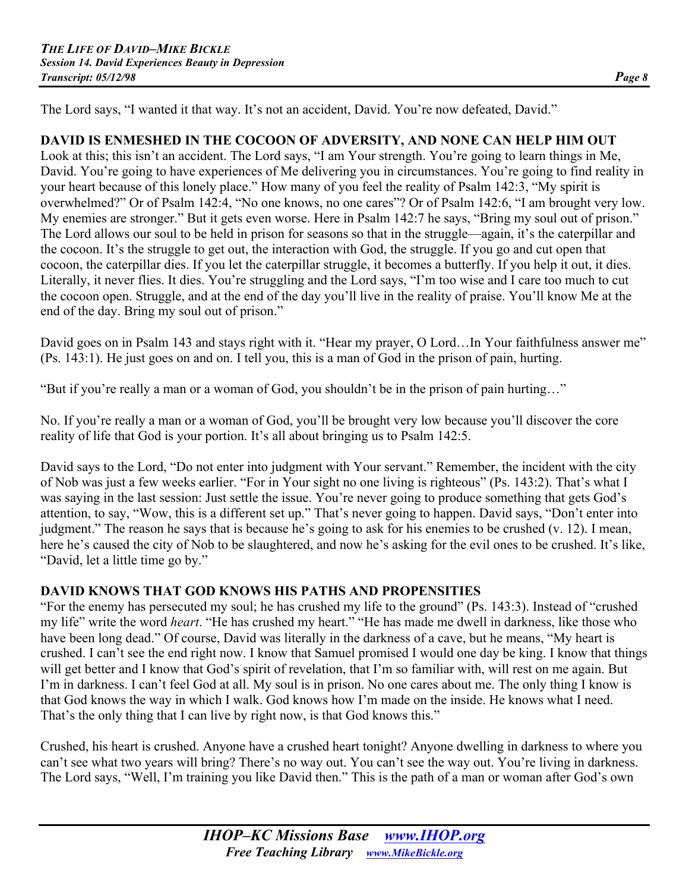The Lord says, "I wanted it that way. It's not an accident, David. You're now defeated, David."

## DAVID IS ENMESHED IN THE COCOON OF ADVERSITY, AND NONE CAN HELP HIM OUT

Look at this; this isn't an accident. The Lord says, "I am Your strength. You're going to learn things in Me, David. You're going to have experiences of Me delivering you in circumstances. You're going to find reality in your heart because of this lonely place." How many of you feel the reality of Psalm 142:3, "My spirit is overwhelmed?" Or of Psalm 142:4, "No one knows, no one cares"? Or of Psalm 142:6, "I am brought very low. My enemies are stronger." But it gets even worse. Here in Psalm 142:7 he says, "Bring my soul out of prison." The Lord allows our soul to be held in prison for seasons so that in the struggle—again, it's the caterpillar and the cocoon. It's the struggle to get out, the interaction with God, the struggle. If you go and cut open that cocoon, the caterpillar dies. If you let the caterpillar struggle, it becomes a butterfly. If you help it out, it dies. Literally, it never flies. It dies. You're struggling and the Lord says, "I'm too wise and I care too much to cut the cocoon open. Struggle, and at the end of the day you'll live in the reality of praise. You'll know Me at the end of the day. Bring my soul out of prison."

David goes on in Psalm 143 and stays right with it. "Hear my prayer, O Lord…In Your faithfulness answer me" (Ps. 143:1). He just goes on and on. I tell you, this is a man of God in the prison of pain, hurting.

"But if you're really a man or a woman of God, you shouldn't be in the prison of pain hurting…"

No. If you're really a man or a woman of God, you'll be brought very low because you'll discover the core reality of life that God is your portion. It's all about bringing us to Psalm 142:5.

David says to the Lord, "Do not enter into judgment with Your servant." Remember, the incident with the city of Nob was just a few weeks earlier. "For in Your sight no one living is righteous" (Ps. 143:2). That's what I was saying in the last session: Just settle the issue. You're never going to produce something that gets God's attention, to say, "Wow, this is a different set up." That's never going to happen. David says, "Don't enter into judgment." The reason he says that is because he's going to ask for his enemies to be crushed (v. 12). I mean, here he's caused the city of Nob to be slaughtered, and now he's asking for the evil ones to be crushed. It's like, "David, let a little time go by."

## DAVID KNOWS THAT GOD KNOWS HIS PATHS AND PROPENSITIES

"For the enemy has persecuted my soul; he has crushed my life to the ground" (Ps. 143:3). Instead of "crushed my life" write the word *heart*. "He has crushed my heart." "He has made me dwell in darkness, like those who have been long dead." Of course, David was literally in the darkness of a cave, but he means, "My heart is crushed. I can't see the end right now. I know that Samuel promised I would one day be king. I know that things will get better and I know that God's spirit of revelation, that I'm so familiar with, will rest on me again. But I'm in darkness. I can't feel God at all. My soul is in prison. No one cares about me. The only thing I know is that God knows the way in which I walk. God knows how I'm made on the inside. He knows what I need. That's the only thing that I can live by right now, is that God knows this."

Crushed, his heart is crushed. Anyone have a crushed heart tonight? Anyone dwelling in darkness to where you can't see what two years will bring? There's no way out. You can't see the way out. You're living in darkness. The Lord says, "Well, I'm training you like David then." This is the path of a man or woman after God's own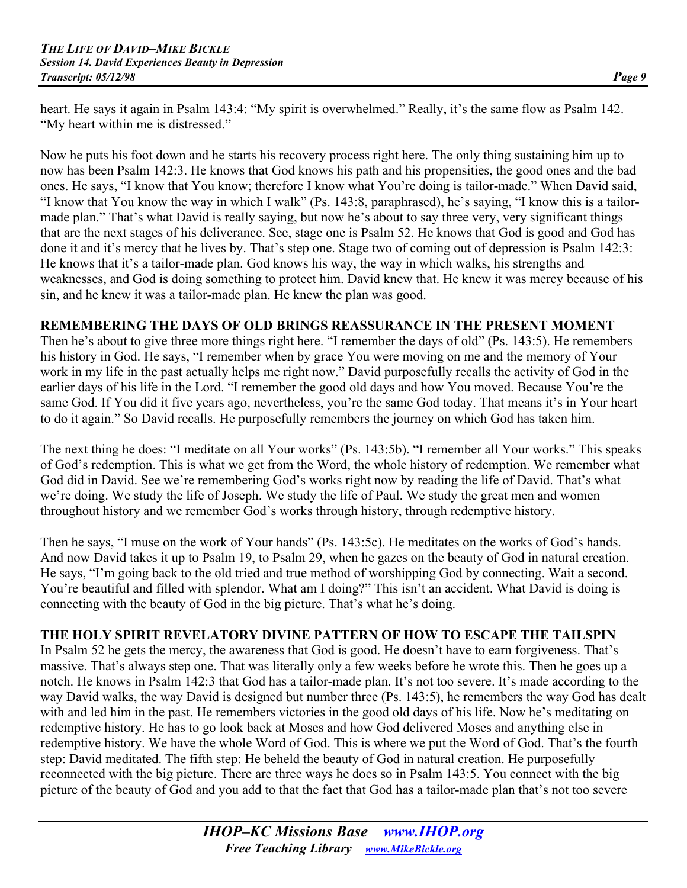heart. He says it again in Psalm 143:4: "My spirit is overwhelmed." Really, it's the same flow as Psalm 142. "My heart within me is distressed."

Now he puts his foot down and he starts his recovery process right here. The only thing sustaining him up to now has been Psalm 142:3. He knows that God knows his path and his propensities, the good ones and the bad ones. He says, "I know that You know; therefore I know what You're doing is tailor-made." When David said, "I know that You know the way in which I walk" (Ps. 143:8, paraphrased), he's saying, "I know this is a tailor-made plan." That's what David is really saying, but now he's about to say three very, very significant things that are the next stages of his deliverance. See, stage one is Psalm 52. He knows that God is good and God has done it and it's mercy that he lives by. That's step one. Stage two of coming out of depression is Psalm 142:3: He knows that it's a tailor-made plan. God knows his way, the way in which walks, his strengths and weaknesses, and God is doing something to protect him. David knew that. He knew it was mercy because of his sin, and he knew it was a tailor-made plan. He knew the plan was good.

**REMEMBERING THE DAYS OF OLD BRINGS REASSURANCE IN THE PRESENT MOMENT**

Then he's about to give three more things right here. "I remember the days of old" (Ps. 143:5). He remembers his history in God. He says, "I remember when by grace You were moving on me and the memory of Your work in my life in the past actually helps me right now." David purposefully recalls the activity of God in the earlier days of his life in the Lord. "I remember the good old days and how You moved. Because You're the same God. If You did it five years ago, nevertheless, you're the same God today. That means it's in Your heart to do it again." So David recalls. He purposefully remembers the journey on which God has taken him.

The next thing he does: "I meditate on all Your works" (Ps. 143:5b). "I remember all Your works." This speaks of God's redemption. This is what we get from the Word, the whole history of redemption. We remember what God did in David. See we're remembering God's works right now by reading the life of David. That's what we're doing. We study the life of Joseph. We study the life of Paul. We study the great men and women throughout history and we remember God's works through history, through redemptive history.

Then he says, "I muse on the work of Your hands" (Ps. 143:5c). He meditates on the works of God's hands. And now David takes it up to Psalm 19, to Psalm 29, when he gazes on the beauty of God in natural creation. He says, "I'm going back to the old tried and true method of worshipping God by connecting. Wait a second. You're beautiful and filled with splendor. What am I doing?" This isn't an accident. What David is doing is connecting with the beauty of God in the big picture. That's what he's doing.

**THE HOLY SPIRIT REVELATORY DIVINE PATTERN OF HOW TO ESCAPE THE TAILSPIN**

In Psalm 52 he gets the mercy, the awareness that God is good. He doesn't have to earn forgiveness. That's massive. That's always step one. That was literally only a few weeks before he wrote this. Then he goes up a notch. He knows in Psalm 142:3 that God has a tailor-made plan. It's not too severe. It's made according to the way David walks, the way David is designed but number three (Ps. 143:5), he remembers the way God has dealt with and led him in the past. He remembers victories in the good old days of his life. Now he's meditating on redemptive history. He has to go look back at Moses and how God delivered Moses and anything else in redemptive history. We have the whole Word of God. This is where we put the Word of God. That's the fourth step: David meditated. The fifth step: He beheld the beauty of God in natural creation. He purposefully reconnected with the big picture. There are three ways he does so in Psalm 143:5. You connect with the big picture of the beauty of God and you add to that the fact that God has a tailor-made plan that's not too severe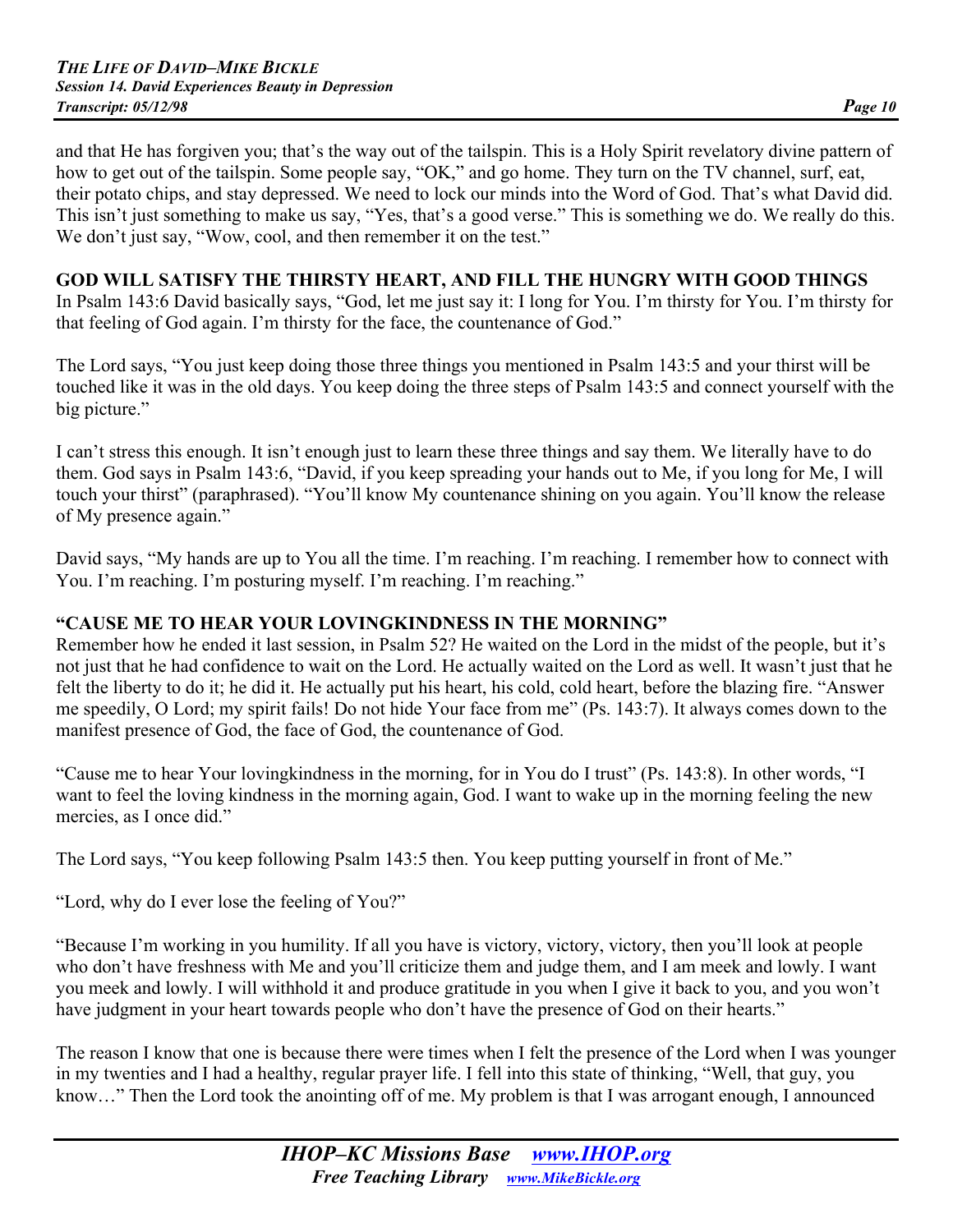and that He has forgiven you; that's the way out of the tailspin. This is a Holy Spirit revelatory divine pattern of how to get out of the tailspin. Some people say, "OK," and go home. They turn on the TV channel, surf, eat, their potato chips, and stay depressed. We need to lock our minds into the Word of God. That's what David did. This isn't just something to make us say, "Yes, that's a good verse." This is something we do. We really do this. We don't just say, "Wow, cool, and then remember it on the test."

**GOD WILL SATISFY THE THIRSTY HEART, AND FILL THE HUNGRY WITH GOOD THINGS**

In Psalm 143:6 David basically says, "God, let me just say it: I long for You. I'm thirsty for You. I'm thirsty for that feeling of God again. I'm thirsty for the face, the countenance of God."

The Lord says, "You just keep doing those three things you mentioned in Psalm 143:5 and your thirst will be touched like it was in the old days. You keep doing the three steps of Psalm 143:5 and connect yourself with the big picture."

I can't stress this enough. It isn't enough just to learn these three things and say them. We literally have to do them. God says in Psalm 143:6, "David, if you keep spreading your hands out to Me, if you long for Me, I will touch your thirst" (paraphrased). "You'll know My countenance shining on you again. You'll know the release of My presence again."

David says, "My hands are up to You all the time. I'm reaching. I'm reaching. I remember how to connect with You. I'm reaching. I'm posturing myself. I'm reaching. I'm reaching."

**"CAUSE ME TO HEAR YOUR LOVINGKINDNESS IN THE MORNING"**

Remember how he ended it last session, in Psalm 52? He waited on the Lord in the midst of the people, but it's not just that he had confidence to wait on the Lord. He actually waited on the Lord as well. It wasn't just that he felt the liberty to do it; he did it. He actually put his heart, his cold, cold heart, before the blazing fire. "Answer me speedily, O Lord; my spirit fails! Do not hide Your face from me" (Ps. 143:7). It always comes down to the manifest presence of God, the face of God, the countenance of God.

"Cause me to hear Your lovingkindness in the morning, for in You do I trust" (Ps. 143:8). In other words, "I want to feel the loving kindness in the morning again, God. I want to wake up in the morning feeling the new mercies, as I once did."

The Lord says, "You keep following Psalm 143:5 then. You keep putting yourself in front of Me."

"Lord, why do I ever lose the feeling of You?"

"Because I'm working in you humility. If all you have is victory, victory, victory, then you'll look at people who don't have freshness with Me and you'll criticize them and judge them, and I am meek and lowly. I want you meek and lowly. I will withhold it and produce gratitude in you when I give it back to you, and you won't have judgment in your heart towards people who don't have the presence of God on their hearts."

The reason I know that one is because there were times when I felt the presence of the Lord when I was younger in my twenties and I had a healthy, regular prayer life. I fell into this state of thinking, "Well, that guy, you know…" Then the Lord took the anointing off of me. My problem is that I was arrogant enough, I announced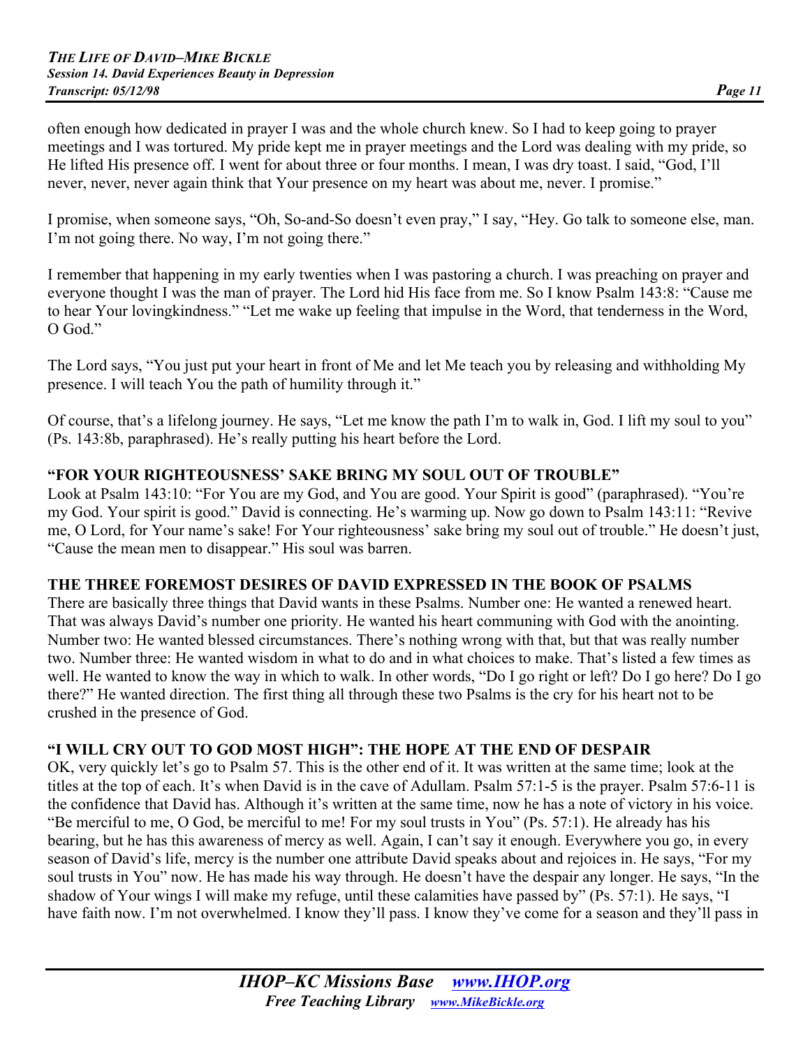often enough how dedicated in prayer I was and the whole church knew. So I had to keep going to prayer meetings and I was tortured. My pride kept me in prayer meetings and the Lord was dealing with my pride, so He lifted His presence off. I went for about three or four months. I mean, I was dry toast. I said, "God, I'll never, never, never again think that Your presence on my heart was about me, never. I promise."

I promise, when someone says, "Oh, So-and-So doesn't even pray," I say, "Hey. Go talk to someone else, man. I'm not going there. No way, I'm not going there."

I remember that happening in my early twenties when I was pastoring a church. I was preaching on prayer and everyone thought I was the man of prayer. The Lord hid His face from me. So I know Psalm 143:8: "Cause me to hear Your lovingkindness." "Let me wake up feeling that impulse in the Word, that tenderness in the Word, O God."

The Lord says, "You just put your heart in front of Me and let Me teach you by releasing and withholding My presence. I will teach You the path of humility through it."

Of course, that's a lifelong journey. He says, "Let me know the path I'm to walk in, God. I lift my soul to you" (Ps. 143:8b, paraphrased). He's really putting his heart before the Lord.

### "FOR YOUR RIGHTEOUSNESS' SAKE BRING MY SOUL OUT OF TROUBLE"

Look at Psalm 143:10: "For You are my God, and You are good. Your Spirit is good" (paraphrased). "You're my God. Your spirit is good." David is connecting. He's warming up. Now go down to Psalm 143:11: "Revive me, O Lord, for Your name's sake! For Your righteousness' sake bring my soul out of trouble." He doesn't just, "Cause the mean men to disappear." His soul was barren.

### THE THREE FOREMOST DESIRES OF DAVID EXPRESSED IN THE BOOK OF PSALMS

There are basically three things that David wants in these Psalms. Number one: He wanted a renewed heart. That was always David's number one priority. He wanted his heart communing with God with the anointing. Number two: He wanted blessed circumstances. There's nothing wrong with that, but that was really number two. Number three: He wanted wisdom in what to do and in what choices to make. That's listed a few times as well. He wanted to know the way in which to walk. In other words, "Do I go right or left? Do I go here? Do I go there?" He wanted direction. The first thing all through these two Psalms is the cry for his heart not to be crushed in the presence of God.

### "I WILL CRY OUT TO GOD MOST HIGH": THE HOPE AT THE END OF DESPAIR

OK, very quickly let's go to Psalm 57. This is the other end of it. It was written at the same time; look at the titles at the top of each. It's when David is in the cave of Adullam. Psalm 57:1-5 is the prayer. Psalm 57:6-11 is the confidence that David has. Although it's written at the same time, now he has a note of victory in his voice. "Be merciful to me, O God, be merciful to me! For my soul trusts in You" (Ps. 57:1). He already has his bearing, but he has this awareness of mercy as well. Again, I can't say it enough. Everywhere you go, in every season of David's life, mercy is the number one attribute David speaks about and rejoices in. He says, "For my soul trusts in You" now. He has made his way through. He doesn't have the despair any longer. He says, "In the shadow of Your wings I will make my refuge, until these calamities have passed by" (Ps. 57:1). He says, "I have faith now. I'm not overwhelmed. I know they'll pass. I know they've come for a season and they'll pass in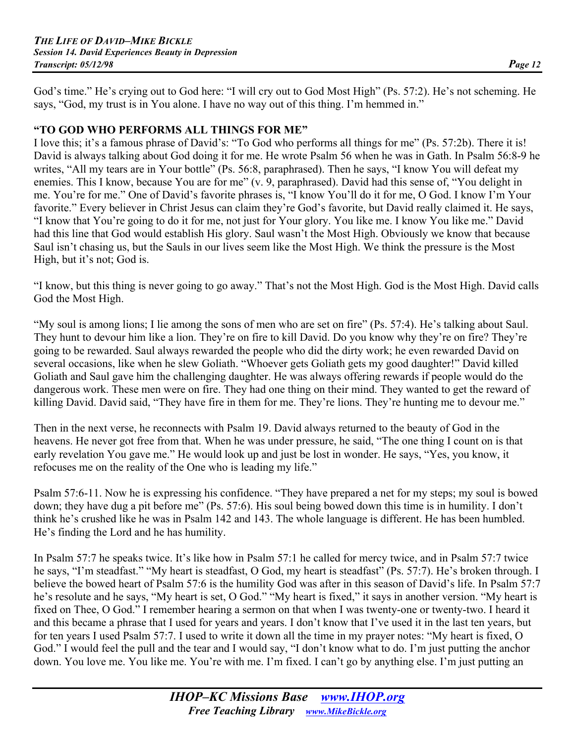God's time." He's crying out to God here: "I will cry out to God Most High" (Ps. 57:2). He's not scheming. He says, "God, my trust is in You alone. I have no way out of this thing. I'm hemmed in."

### "TO GOD WHO PERFORMS ALL THINGS FOR ME"

I love this; it's a famous phrase of David's: "To God who performs all things for me" (Ps. 57:2b). There it is! David is always talking about God doing it for me. He wrote Psalm 56 when he was in Gath. In Psalm 56:8-9 he writes, "All my tears are in Your bottle" (Ps. 56:8, paraphrased). Then he says, "I know You will defeat my enemies. This I know, because You are for me" (v. 9, paraphrased). David had this sense of, "You delight in me. You're for me." One of David's favorite phrases is, "I know You'll do it for me, O God. I know I'm Your favorite." Every believer in Christ Jesus can claim they're God's favorite, but David really claimed it. He says, "I know that You're going to do it for me, not just for Your glory. You like me. I know You like me." David had this line that God would establish His glory. Saul wasn't the Most High. Obviously we know that because Saul isn't chasing us, but the Sauls in our lives seem like the Most High. We think the pressure is the Most High, but it's not; God is.

"I know, but this thing is never going to go away." That's not the Most High. God is the Most High. David calls God the Most High.

"My soul is among lions; I lie among the sons of men who are set on fire" (Ps. 57:4). He's talking about Saul. They hunt to devour him like a lion. They're on fire to kill David. Do you know why they're on fire? They're going to be rewarded. Saul always rewarded the people who did the dirty work; he even rewarded David on several occasions, like when he slew Goliath. "Whoever gets Goliath gets my good daughter!" David killed Goliath and Saul gave him the challenging daughter. He was always offering rewards if people would do the dangerous work. These men were on fire. They had one thing on their mind. They wanted to get the reward of killing David. David said, "They have fire in them for me. They're lions. They're hunting me to devour me."

Then in the next verse, he reconnects with Psalm 19. David always returned to the beauty of God in the heavens. He never got free from that. When he was under pressure, he said, "The one thing I count on is that early revelation You gave me." He would look up and just be lost in wonder. He says, "Yes, you know, it refocuses me on the reality of the One who is leading my life."

Psalm 57:6-11. Now he is expressing his confidence. "They have prepared a net for my steps; my soul is bowed down; they have dug a pit before me" (Ps. 57:6). His soul being bowed down this time is in humility. I don't think he's crushed like he was in Psalm 142 and 143. The whole language is different. He has been humbled. He's finding the Lord and he has humility.

In Psalm 57:7 he speaks twice. It's like how in Psalm 57:1 he called for mercy twice, and in Psalm 57:7 twice he says, "I'm steadfast." "My heart is steadfast, O God, my heart is steadfast" (Ps. 57:7). He's broken through. I believe the bowed heart of Psalm 57:6 is the humility God was after in this season of David's life. In Psalm 57:7 he's resolute and he says, "My heart is set, O God." "My heart is fixed," it says in another version. "My heart is fixed on Thee, O God." I remember hearing a sermon on that when I was twenty-one or twenty-two. I heard it and this became a phrase that I used for years and years. I don't know that I've used it in the last ten years, but for ten years I used Psalm 57:7. I used to write it down all the time in my prayer notes: "My heart is fixed, O God." I would feel the pull and the tear and I would say, "I don't know what to do. I'm just putting the anchor down. You love me. You like me. You're with me. I'm fixed. I can't go by anything else. I'm just putting an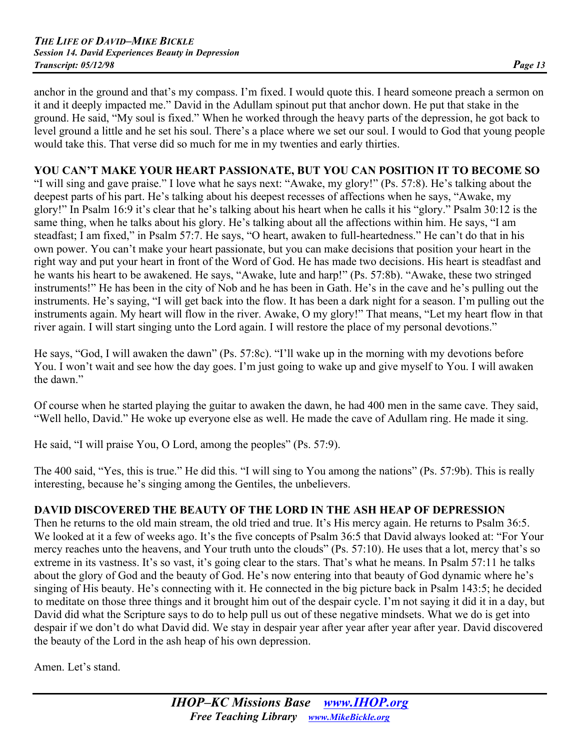anchor in the ground and that's my compass. I'm fixed. I would quote this. I heard someone preach a sermon on it and it deeply impacted me." David in the Adullam spinout put that anchor down. He put that stake in the ground. He said, "My soul is fixed." When he worked through the heavy parts of the depression, he got back to level ground a little and he set his soul. There's a place where we set our soul. I would to God that young people would take this. That verse did so much for me in my twenties and early thirties.

**YOU CAN'T MAKE YOUR HEART PASSIONATE, BUT YOU CAN POSITION IT TO BECOME SO**

"I will sing and gave praise." I love what he says next: "Awake, my glory!" (Ps. 57:8). He's talking about the deepest parts of his part. He's talking about his deepest recesses of affections when he says, "Awake, my glory!" In Psalm 16:9 it's clear that he's talking about his heart when he calls it his "glory." Psalm 30:12 is the same thing, when he talks about his glory. He's talking about all the affections within him. He says, "I am steadfast; I am fixed," in Psalm 57:7. He says, "O heart, awaken to full-heartedness." He can't do that in his own power. You can't make your heart passionate, but you can make decisions that position your heart in the right way and put your heart in front of the Word of God. He has made two decisions. His heart is steadfast and he wants his heart to be awakened. He says, "Awake, lute and harp!" (Ps. 57:8b). "Awake, these two stringed instruments!" He has been in the city of Nob and he has been in Gath. He's in the cave and he's pulling out the instruments. He's saying, "I will get back into the flow. It has been a dark night for a season. I'm pulling out the instruments again. My heart will flow in the river. Awake, O my glory!" That means, "Let my heart flow in that river again. I will start singing unto the Lord again. I will restore the place of my personal devotions."

He says, "God, I will awaken the dawn" (Ps. 57:8c). "I'll wake up in the morning with my devotions before You. I won't wait and see how the day goes. I'm just going to wake up and give myself to You. I will awaken the dawn."

Of course when he started playing the guitar to awaken the dawn, he had 400 men in the same cave. They said, "Well hello, David." He woke up everyone else as well. He made the cave of Adullam ring. He made it sing.

He said, "I will praise You, O Lord, among the peoples" (Ps. 57:9).

The 400 said, "Yes, this is true." He did this. "I will sing to You among the nations" (Ps. 57:9b). This is really interesting, because he's singing among the Gentiles, the unbelievers.

**DAVID DISCOVERED THE BEAUTY OF THE LORD IN THE ASH HEAP OF DEPRESSION**

Then he returns to the old main stream, the old tried and true. It's His mercy again. He returns to Psalm 36:5. We looked at it a few of weeks ago. It's the five concepts of Psalm 36:5 that David always looked at: "For Your mercy reaches unto the heavens, and Your truth unto the clouds" (Ps. 57:10). He uses that a lot, mercy that's so extreme in its vastness. It's so vast, it's going clear to the stars. That's what he means. In Psalm 57:11 he talks about the glory of God and the beauty of God. He's now entering into that beauty of God dynamic where he's singing of His beauty. He's connecting with it. He connected in the big picture back in Psalm 143:5; he decided to meditate on those three things and it brought him out of the despair cycle. I'm not saying it did it in a day, but David did what the Scripture says to do to help pull us out of these negative mindsets. What we do is get into despair if we don't do what David did. We stay in despair year after year after year after year. David discovered the beauty of the Lord in the ash heap of his own depression.

Amen. Let's stand.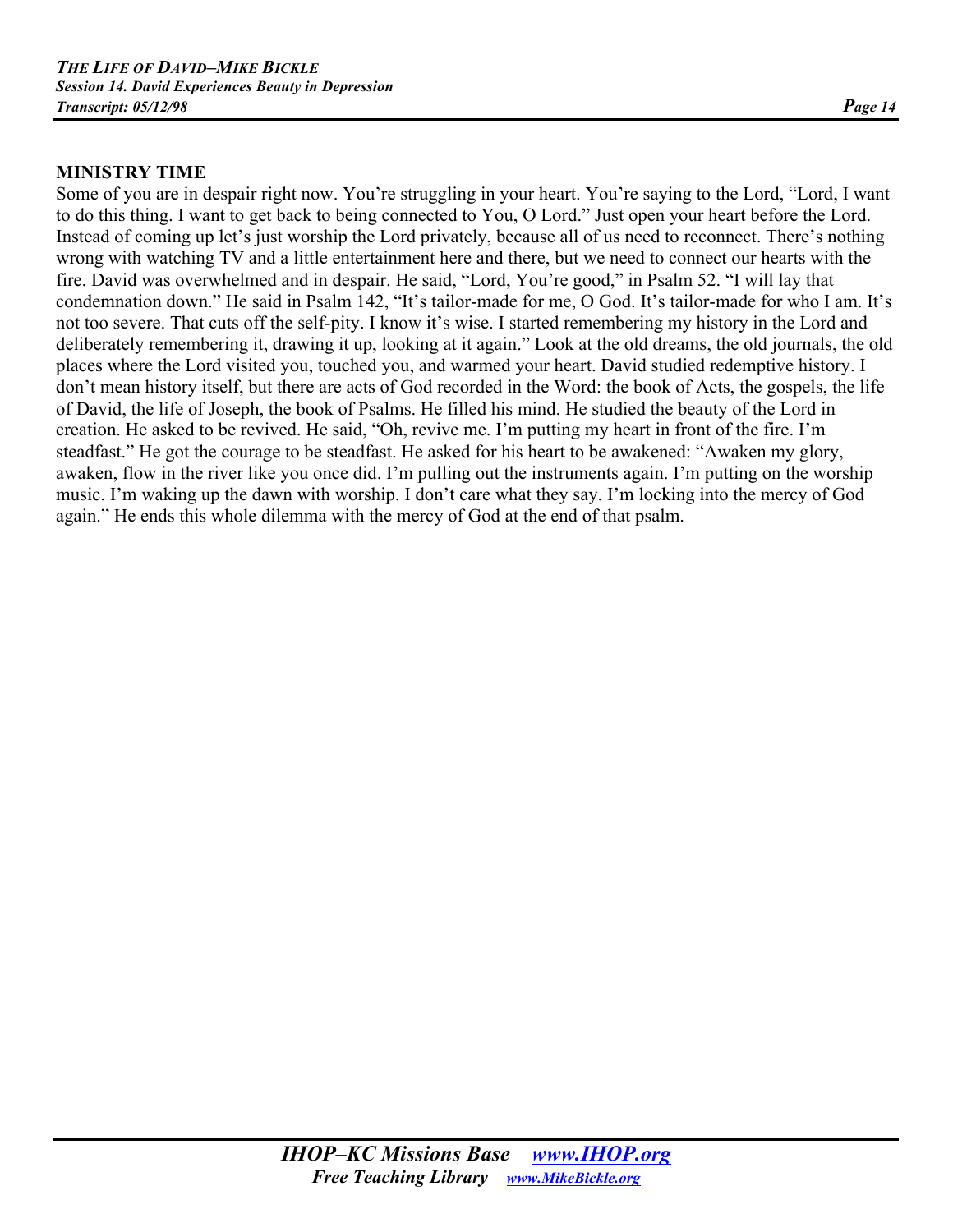## MINISTRY TIME

Some of you are in despair right now. You're struggling in your heart. You're saying to the Lord, "Lord, I want to do this thing. I want to get back to being connected to You, O Lord." Just open your heart before the Lord. Instead of coming up let's just worship the Lord privately, because all of us need to reconnect. There's nothing wrong with watching TV and a little entertainment here and there, but we need to connect our hearts with the fire. David was overwhelmed and in despair. He said, "Lord, You're good," in Psalm 52. "I will lay that condemnation down." He said in Psalm 142, "It's tailor-made for me, O God. It's tailor-made for who I am. It's not too severe. That cuts off the self-pity. I know it's wise. I started remembering my history in the Lord and deliberately remembering it, drawing it up, looking at it again." Look at the old dreams, the old journals, the old places where the Lord visited you, touched you, and warmed your heart. David studied redemptive history. I don't mean history itself, but there are acts of God recorded in the Word: the book of Acts, the gospels, the life of David, the life of Joseph, the book of Psalms. He filled his mind. He studied the beauty of the Lord in creation. He asked to be revived. He said, "Oh, revive me. I'm putting my heart in front of the fire. I'm steadfast." He got the courage to be steadfast. He asked for his heart to be awakened: "Awaken my glory, awaken, flow in the river like you once did. I'm pulling out the instruments again. I'm putting on the worship music. I'm waking up the dawn with worship. I don't care what they say. I'm locking into the mercy of God again." He ends this whole dilemma with the mercy of God at the end of that psalm.